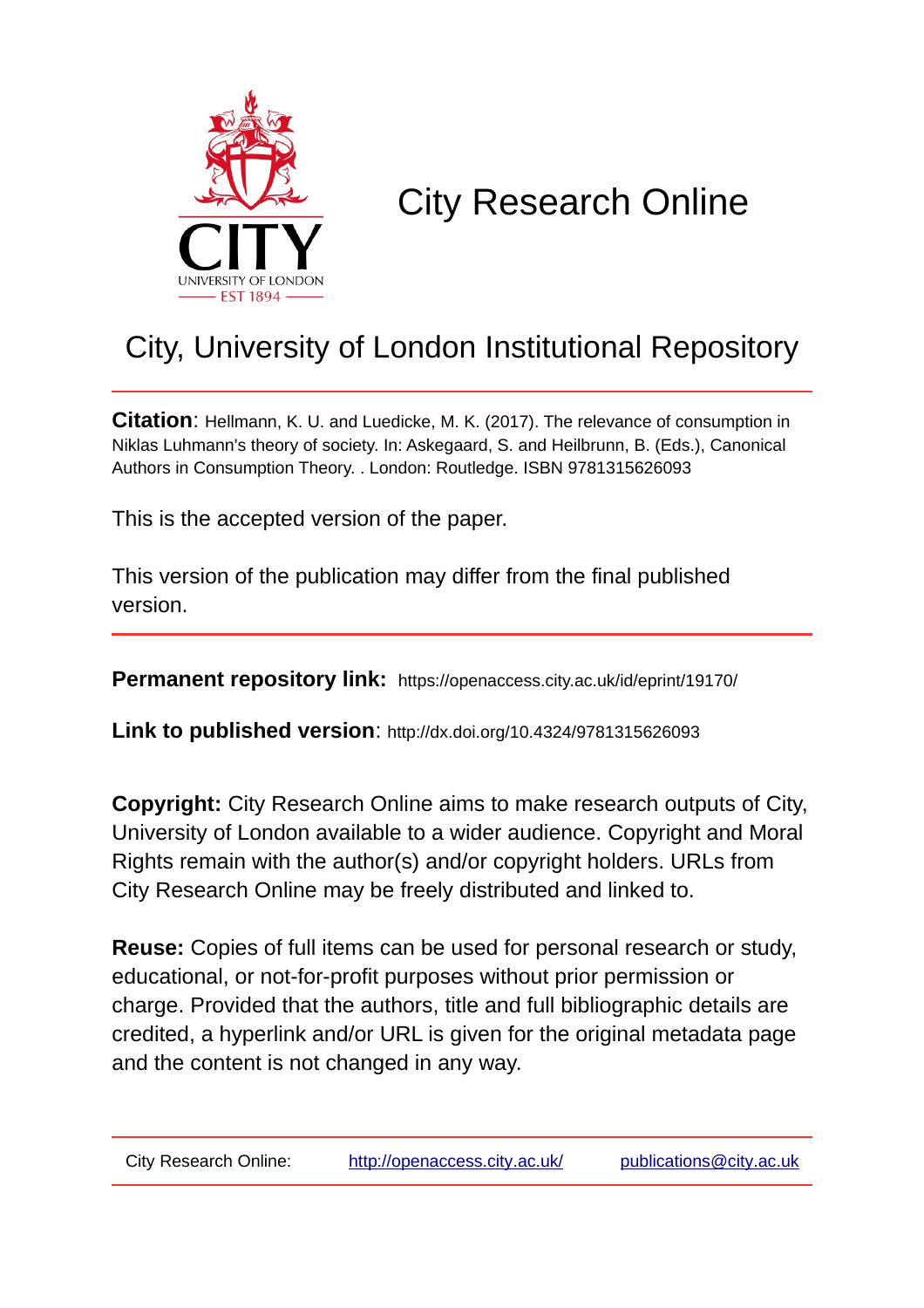# City Research Online

## City, University of London Institutional Repository

**Citation**: Hellmann, K. U. and Luedicke, M. K. (2017). The relevance of consumption in Niklas Luhmann's theory of society. In: Askegaard, S. and Heilbrunn, B. (Eds.), Canonical Authors in Consumption Theory. . London: Routledge. ISBN 9781315626093

This is the accepted version of the paper.

This version of the publication may differ from the final published version.

**Permanent repository link:** https://openaccess.city.ac.uk/id/eprint/19170/

**Link to published version**: http://dx.doi.org/10.4324/9781315626093

**Copyright:** City Research Online aims to make research outputs of City, University of London available to a wider audience. Copyright and Moral Rights remain with the author(s) and/or copyright holders. URLs from City Research Online may be freely distributed and linked to.

**Reuse:** Copies of full items can be used for personal research or study, educational, or not-for-profit purposes without prior permission or charge. Provided that the authors, title and full bibliographic details are credited, a hyperlink and/or URL is given for the original metadata page and the content is not changed in any way.

City Research Online: http://openaccess.city.ac.uk/ publications@city.ac.uk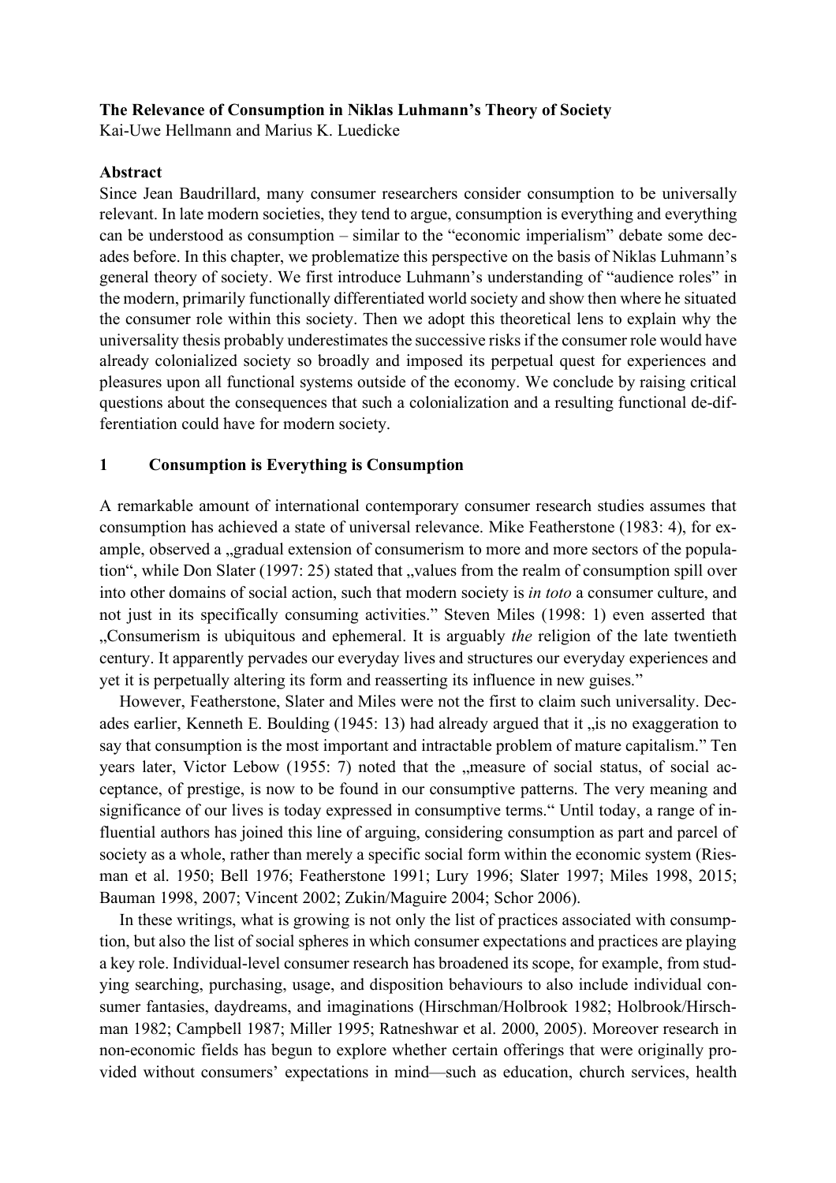**The Relevance of Consumption in Niklas Luhmann's Theory of Society**
Kai-Uwe Hellmann and Marius K. Luedicke

**Abstract**
Since Jean Baudrillard, many consumer researchers consider consumption to be universally relevant. In late modern societies, they tend to argue, consumption is everything and everything can be understood as consumption – similar to the "economic imperialism" debate some decades before. In this chapter, we problematize this perspective on the basis of Niklas Luhmann's general theory of society. We first introduce Luhmann's understanding of "audience roles" in the modern, primarily functionally differentiated world society and show then where he situated the consumer role within this society. Then we adopt this theoretical lens to explain why the universality thesis probably underestimates the successive risks if the consumer role would have already colonialized society so broadly and imposed its perpetual quest for experiences and pleasures upon all functional systems outside of the economy. We conclude by raising critical questions about the consequences that such a colonialization and a resulting functional de-differentiation could have for modern society.

## 1 Consumption is Everything is Consumption

A remarkable amount of international contemporary consumer research studies assumes that consumption has achieved a state of universal relevance. Mike Featherstone (1983: 4), for example, observed a „gradual extension of consumerism to more and more sectors of the population", while Don Slater (1997: 25) stated that „values from the realm of consumption spill over into other domains of social action, such that modern society is *in toto* a consumer culture, and not just in its specifically consuming activities." Steven Miles (1998: 1) even asserted that „Consumerism is ubiquitous and ephemeral. It is arguably *the* religion of the late twentieth century. It apparently pervades our everyday lives and structures our everyday experiences and yet it is perpetually altering its form and reasserting its influence in new guises."

However, Featherstone, Slater and Miles were not the first to claim such universality. Decades earlier, Kenneth E. Boulding (1945: 13) had already argued that it „is no exaggeration to say that consumption is the most important and intractable problem of mature capitalism." Ten years later, Victor Lebow (1955: 7) noted that the „measure of social status, of social acceptance, of prestige, is now to be found in our consumptive patterns. The very meaning and significance of our lives is today expressed in consumptive terms." Until today, a range of influential authors has joined this line of arguing, considering consumption as part and parcel of society as a whole, rather than merely a specific social form within the economic system (Riesman et al. 1950; Bell 1976; Featherstone 1991; Lury 1996; Slater 1997; Miles 1998, 2015; Bauman 1998, 2007; Vincent 2002; Zukin/Maguire 2004; Schor 2006).

In these writings, what is growing is not only the list of practices associated with consumption, but also the list of social spheres in which consumer expectations and practices are playing a key role. Individual-level consumer research has broadened its scope, for example, from studying searching, purchasing, usage, and disposition behaviours to also include individual consumer fantasies, daydreams, and imaginations (Hirschman/Holbrook 1982; Holbrook/Hirschman 1982; Campbell 1987; Miller 1995; Ratneshwar et al. 2000, 2005). Moreover research in non-economic fields has begun to explore whether certain offerings that were originally provided without consumers' expectations in mind—such as education, church services, health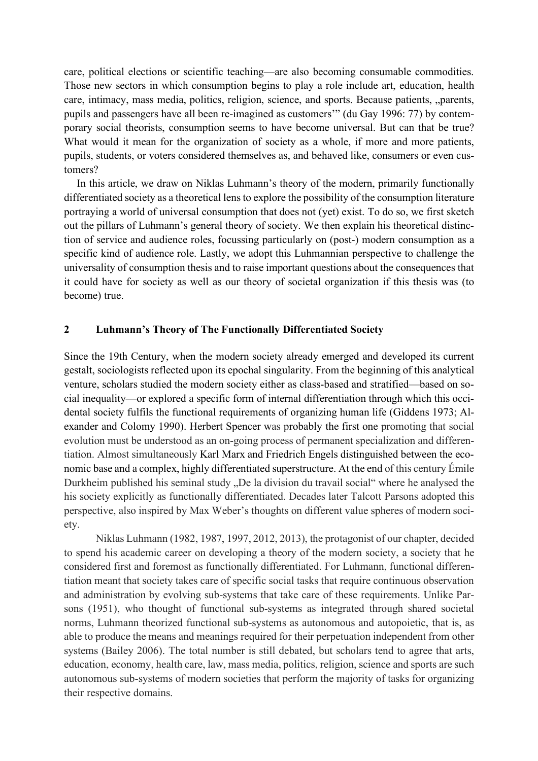care, political elections or scientific teaching—are also becoming consumable commodities. Those new sectors in which consumption begins to play a role include art, education, health care, intimacy, mass media, politics, religion, science, and sports. Because patients, „parents, pupils and passengers have all been re-imagined as customers'" (du Gay 1996: 77) by contemporary social theorists, consumption seems to have become universal. But can that be true? What would it mean for the organization of society as a whole, if more and more patients, pupils, students, or voters considered themselves as, and behaved like, consumers or even customers?

In this article, we draw on Niklas Luhmann's theory of the modern, primarily functionally differentiated society as a theoretical lens to explore the possibility of the consumption literature portraying a world of universal consumption that does not (yet) exist. To do so, we first sketch out the pillars of Luhmann's general theory of society. We then explain his theoretical distinction of service and audience roles, focussing particularly on (post-) modern consumption as a specific kind of audience role. Lastly, we adopt this Luhmannian perspective to challenge the universality of consumption thesis and to raise important questions about the consequences that it could have for society as well as our theory of societal organization if this thesis was (to become) true.

## 2 Luhmann's Theory of The Functionally Differentiated Society

Since the 19th Century, when the modern society already emerged and developed its current gestalt, sociologists reflected upon its epochal singularity. From the beginning of this analytical venture, scholars studied the modern society either as class-based and stratified—based on social inequality—or explored a specific form of internal differentiation through which this occidental society fulfils the functional requirements of organizing human life (Giddens 1973; Alexander and Colomy 1990). Herbert Spencer was probably the first one promoting that social evolution must be understood as an on-going process of permanent specialization and differentiation. Almost simultaneously Karl Marx and Friedrich Engels distinguished between the economic base and a complex, highly differentiated superstructure. At the end of this century Émile Durkheim published his seminal study „De la division du travail social" where he analysed the his society explicitly as functionally differentiated. Decades later Talcott Parsons adopted this perspective, also inspired by Max Weber's thoughts on different value spheres of modern society.

Niklas Luhmann (1982, 1987, 1997, 2012, 2013), the protagonist of our chapter, decided to spend his academic career on developing a theory of the modern society, a society that he considered first and foremost as functionally differentiated. For Luhmann, functional differentiation meant that society takes care of specific social tasks that require continuous observation and administration by evolving sub-systems that take care of these requirements. Unlike Parsons (1951), who thought of functional sub-systems as integrated through shared societal norms, Luhmann theorized functional sub-systems as autonomous and autopoietic, that is, as able to produce the means and meanings required for their perpetuation independent from other systems (Bailey 2006). The total number is still debated, but scholars tend to agree that arts, education, economy, health care, law, mass media, politics, religion, science and sports are such autonomous sub-systems of modern societies that perform the majority of tasks for organizing their respective domains.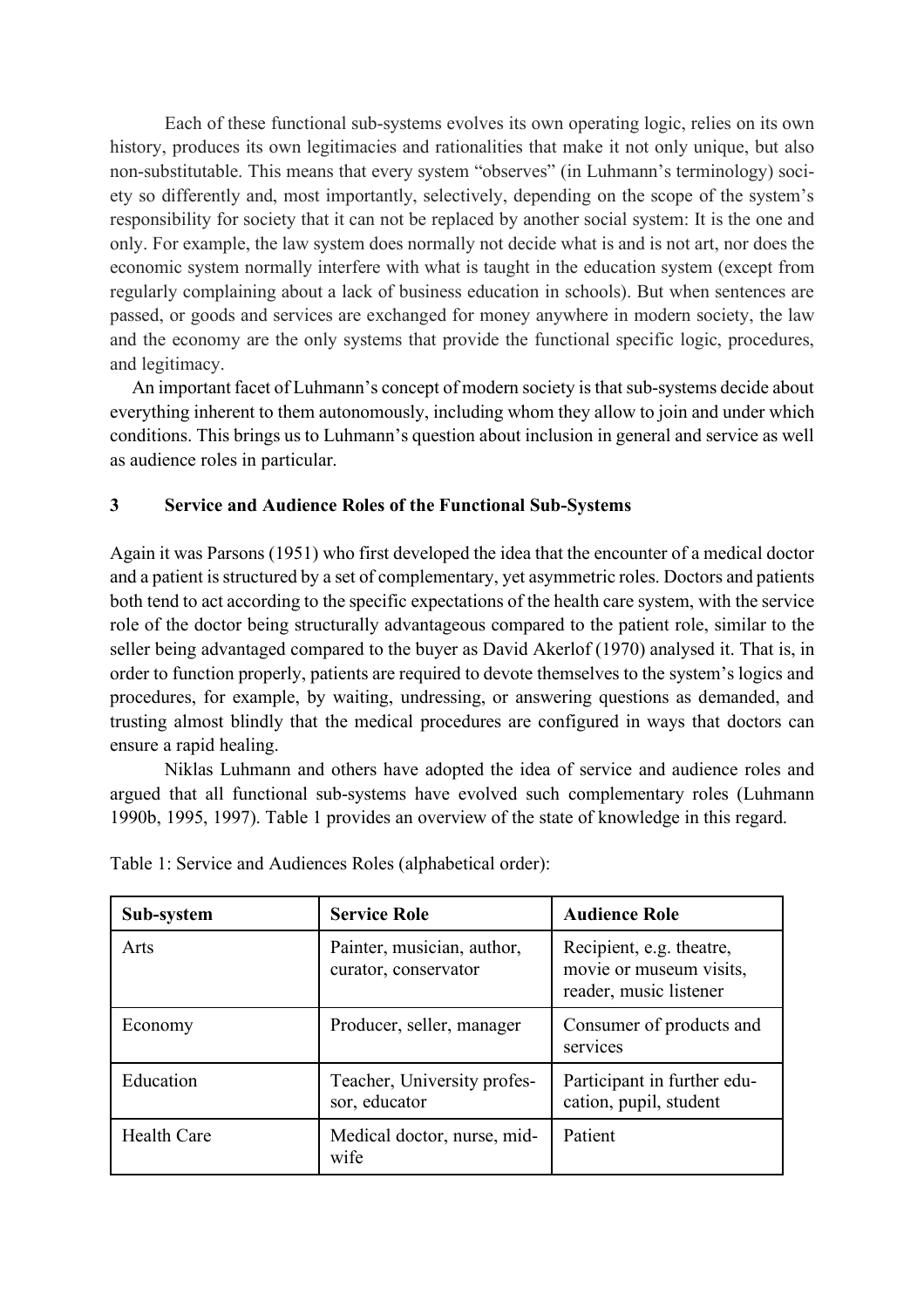Each of these functional sub-systems evolves its own operating logic, relies on its own history, produces its own legitimacies and rationalities that make it not only unique, but also non-substitutable. This means that every system "observes" (in Luhmann's terminology) society so differently and, most importantly, selectively, depending on the scope of the system's responsibility for society that it can not be replaced by another social system: It is the one and only. For example, the law system does normally not decide what is and is not art, nor does the economic system normally interfere with what is taught in the education system (except from regularly complaining about a lack of business education in schools). But when sentences are passed, or goods and services are exchanged for money anywhere in modern society, the law and the economy are the only systems that provide the functional specific logic, procedures, and legitimacy.

An important facet of Luhmann's concept of modern society is that sub-systems decide about everything inherent to them autonomously, including whom they allow to join and under which conditions. This brings us to Luhmann's question about inclusion in general and service as well as audience roles in particular.

## 3 Service and Audience Roles of the Functional Sub-Systems

Again it was Parsons (1951) who first developed the idea that the encounter of a medical doctor and a patient is structured by a set of complementary, yet asymmetric roles. Doctors and patients both tend to act according to the specific expectations of the health care system, with the service role of the doctor being structurally advantageous compared to the patient role, similar to the seller being advantaged compared to the buyer as David Akerlof (1970) analysed it. That is, in order to function properly, patients are required to devote themselves to the system's logics and procedures, for example, by waiting, undressing, or answering questions as demanded, and trusting almost blindly that the medical procedures are configured in ways that doctors can ensure a rapid healing.

Niklas Luhmann and others have adopted the idea of service and audience roles and argued that all functional sub-systems have evolved such complementary roles (Luhmann 1990b, 1995, 1997). Table 1 provides an overview of the state of knowledge in this regard.

Table 1: Service and Audiences Roles (alphabetical order):

| Sub-system | Service Role | Audience Role |
|---|---|---|
| Arts | Painter, musician, author, curator, conservator | Recipient, e.g. theatre, movie or museum visits, reader, music listener |
| Economy | Producer, seller, manager | Consumer of products and services |
| Education | Teacher, University professor, educator | Participant in further education, pupil, student |
| Health Care | Medical doctor, nurse, midwife | Patient |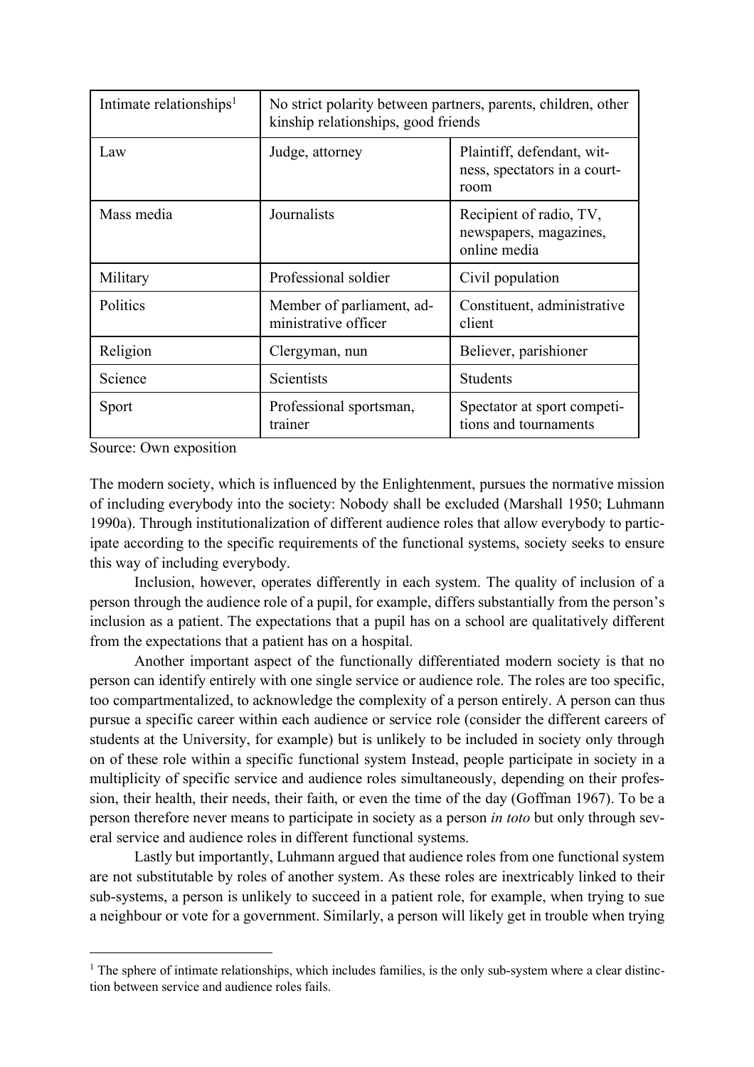| | | |
|---|---|---|
| Intimate relationships[1] | No strict polarity between partners, parents, children, other kinship relationships, good friends | |
| Law | Judge, attorney | Plaintiff, defendant, witness, spectators in a courtroom |
| Mass media | Journalists | Recipient of radio, TV, newspapers, magazines, online media |
| Military | Professional soldier | Civil population |
| Politics | Member of parliament, administrative officer | Constituent, administrative client |
| Religion | Clergyman, nun | Believer, parishioner |
| Science | Scientists | Students |
| Sport | Professional sportsman, trainer | Spectator at sport competitions and tournaments |

Source: Own exposition

The modern society, which is influenced by the Enlightenment, pursues the normative mission of including everybody into the society: Nobody shall be excluded (Marshall 1950; Luhmann 1990a). Through institutionalization of different audience roles that allow everybody to participate according to the specific requirements of the functional systems, society seeks to ensure this way of including everybody.

Inclusion, however, operates differently in each system. The quality of inclusion of a person through the audience role of a pupil, for example, differs substantially from the person's inclusion as a patient. The expectations that a pupil has on a school are qualitatively different from the expectations that a patient has on a hospital.

Another important aspect of the functionally differentiated modern society is that no person can identify entirely with one single service or audience role. The roles are too specific, too compartmentalized, to acknowledge the complexity of a person entirely. A person can thus pursue a specific career within each audience or service role (consider the different careers of students at the University, for example) but is unlikely to be included in society only through on of these role within a specific functional system Instead, people participate in society in a multiplicity of specific service and audience roles simultaneously, depending on their profession, their health, their needs, their faith, or even the time of the day (Goffman 1967). To be a person therefore never means to participate in society as a person *in toto* but only through several service and audience roles in different functional systems.

Lastly but importantly, Luhmann argued that audience roles from one functional system are not substitutable by roles of another system. As these roles are inextricably linked to their sub-systems, a person is unlikely to succeed in a patient role, for example, when trying to sue a neighbour or vote for a government. Similarly, a person will likely get in trouble when trying

[1] The sphere of intimate relationships, which includes families, is the only sub-system where a clear distinction between service and audience roles fails.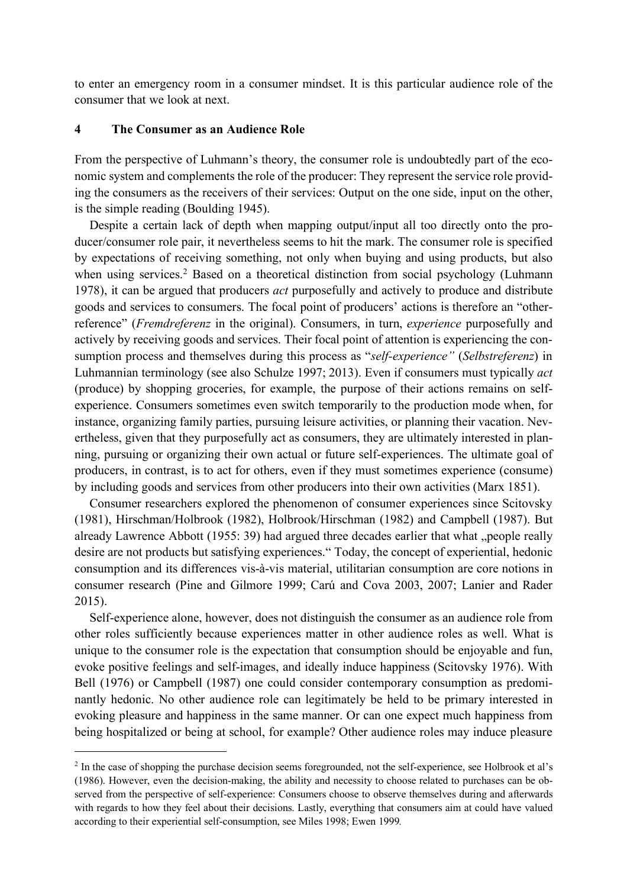to enter an emergency room in a consumer mindset. It is this particular audience role of the consumer that we look at next.

## 4 The Consumer as an Audience Role

From the perspective of Luhmann's theory, the consumer role is undoubtedly part of the economic system and complements the role of the producer: They represent the service role providing the consumers as the receivers of their services: Output on the one side, input on the other, is the simple reading (Boulding 1945).

Despite a certain lack of depth when mapping output/input all too directly onto the producer/consumer role pair, it nevertheless seems to hit the mark. The consumer role is specified by expectations of receiving something, not only when buying and using products, but also when using services.[2] Based on a theoretical distinction from social psychology (Luhmann 1978), it can be argued that producers *act* purposefully and actively to produce and distribute goods and services to consumers. The focal point of producers' actions is therefore an "other-reference" (*Fremdreferenz* in the original). Consumers, in turn, *experience* purposefully and actively by receiving goods and services. Their focal point of attention is experiencing the consumption process and themselves during this process as "*self-experience"* (*Selbstreferenz*) in Luhmannian terminology (see also Schulze 1997; 2013). Even if consumers must typically *act* (produce) by shopping groceries, for example, the purpose of their actions remains on self-experience. Consumers sometimes even switch temporarily to the production mode when, for instance, organizing family parties, pursuing leisure activities, or planning their vacation. Nevertheless, given that they purposefully act as consumers, they are ultimately interested in planning, pursuing or organizing their own actual or future self-experiences. The ultimate goal of producers, in contrast, is to act for others, even if they must sometimes experience (consume) by including goods and services from other producers into their own activities (Marx 1851).

Consumer researchers explored the phenomenon of consumer experiences since Scitovsky (1981), Hirschman/Holbrook (1982), Holbrook/Hirschman (1982) and Campbell (1987). But already Lawrence Abbott (1955: 39) had argued three decades earlier that what „people really desire are not products but satisfying experiences." Today, the concept of experiential, hedonic consumption and its differences vis-à-vis material, utilitarian consumption are core notions in consumer research (Pine and Gilmore 1999; Carú and Cova 2003, 2007; Lanier and Rader 2015).

Self-experience alone, however, does not distinguish the consumer as an audience role from other roles sufficiently because experiences matter in other audience roles as well. What is unique to the consumer role is the expectation that consumption should be enjoyable and fun, evoke positive feelings and self-images, and ideally induce happiness (Scitovsky 1976). With Bell (1976) or Campbell (1987) one could consider contemporary consumption as predominantly hedonic. No other audience role can legitimately be held to be primary interested in evoking pleasure and happiness in the same manner. Or can one expect much happiness from being hospitalized or being at school, for example? Other audience roles may induce pleasure

---

[2] In the case of shopping the purchase decision seems foregrounded, not the self-experience, see Holbrook et al's (1986). However, even the decision-making, the ability and necessity to choose related to purchases can be observed from the perspective of self-experience: Consumers choose to observe themselves during and afterwards with regards to how they feel about their decisions. Lastly, everything that consumers aim at could have valued according to their experiential self-consumption, see Miles 1998; Ewen 1999.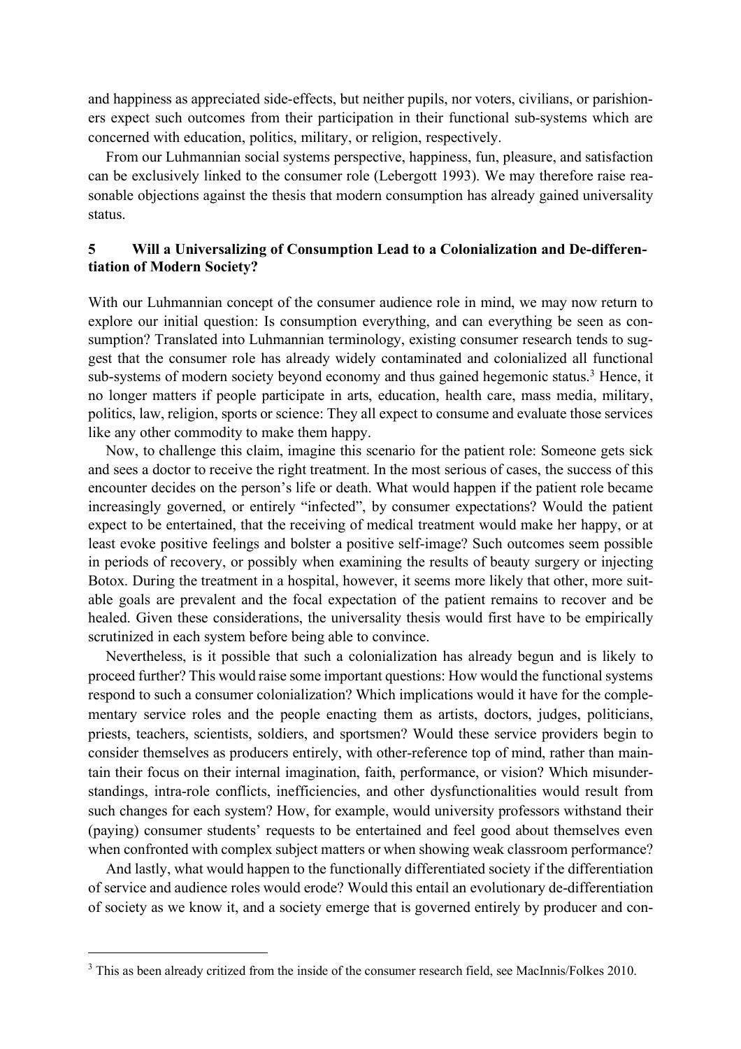and happiness as appreciated side-effects, but neither pupils, nor voters, civilians, or parishioners expect such outcomes from their participation in their functional sub-systems which are concerned with education, politics, military, or religion, respectively.

From our Luhmannian social systems perspective, happiness, fun, pleasure, and satisfaction can be exclusively linked to the consumer role (Lebergott 1993). We may therefore raise reasonable objections against the thesis that modern consumption has already gained universality status.

## 5 Will a Universalizing of Consumption Lead to a Colonialization and De-differentiation of Modern Society?

With our Luhmannian concept of the consumer audience role in mind, we may now return to explore our initial question: Is consumption everything, and can everything be seen as consumption? Translated into Luhmannian terminology, existing consumer research tends to suggest that the consumer role has already widely contaminated and colonialized all functional sub-systems of modern society beyond economy and thus gained hegemonic status.[3] Hence, it no longer matters if people participate in arts, education, health care, mass media, military, politics, law, religion, sports or science: They all expect to consume and evaluate those services like any other commodity to make them happy.

Now, to challenge this claim, imagine this scenario for the patient role: Someone gets sick and sees a doctor to receive the right treatment. In the most serious of cases, the success of this encounter decides on the person's life or death. What would happen if the patient role became increasingly governed, or entirely "infected", by consumer expectations? Would the patient expect to be entertained, that the receiving of medical treatment would make her happy, or at least evoke positive feelings and bolster a positive self-image? Such outcomes seem possible in periods of recovery, or possibly when examining the results of beauty surgery or injecting Botox. During the treatment in a hospital, however, it seems more likely that other, more suitable goals are prevalent and the focal expectation of the patient remains to recover and be healed. Given these considerations, the universality thesis would first have to be empirically scrutinized in each system before being able to convince.

Nevertheless, is it possible that such a colonialization has already begun and is likely to proceed further? This would raise some important questions: How would the functional systems respond to such a consumer colonialization? Which implications would it have for the complementary service roles and the people enacting them as artists, doctors, judges, politicians, priests, teachers, scientists, soldiers, and sportsmen? Would these service providers begin to consider themselves as producers entirely, with other-reference top of mind, rather than maintain their focus on their internal imagination, faith, performance, or vision? Which misunderstandings, intra-role conflicts, inefficiencies, and other dysfunctionalities would result from such changes for each system? How, for example, would university professors withstand their (paying) consumer students' requests to be entertained and feel good about themselves even when confronted with complex subject matters or when showing weak classroom performance?

And lastly, what would happen to the functionally differentiated society if the differentiation of service and audience roles would erode? Would this entail an evolutionary de-differentiation of society as we know it, and a society emerge that is governed entirely by producer and con-

[3] This as been already critized from the inside of the consumer research field, see MacInnis/Folkes 2010.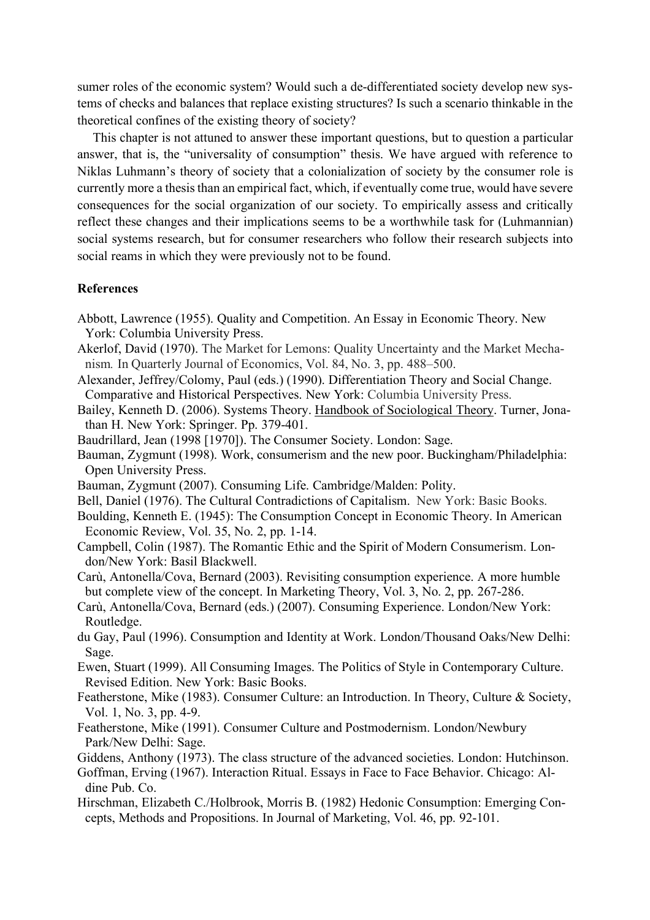sumer roles of the economic system? Would such a de-differentiated society develop new systems of checks and balances that replace existing structures? Is such a scenario thinkable in the theoretical confines of the existing theory of society?

This chapter is not attuned to answer these important questions, but to question a particular answer, that is, the "universality of consumption" thesis. We have argued with reference to Niklas Luhmann's theory of society that a colonialization of society by the consumer role is currently more a thesis than an empirical fact, which, if eventually come true, would have severe consequences for the social organization of our society. To empirically assess and critically reflect these changes and their implications seems to be a worthwhile task for (Luhmannian) social systems research, but for consumer researchers who follow their research subjects into social reams in which they were previously not to be found.

**References**

Abbott, Lawrence (1955). Quality and Competition. An Essay in Economic Theory. New York: Columbia University Press.

Akerlof, David (1970). The Market for Lemons: Quality Uncertainty and the Market Mechanism. In Quarterly Journal of Economics, Vol. 84, No. 3, pp. 488–500.

Alexander, Jeffrey/Colomy, Paul (eds.) (1990). Differentiation Theory and Social Change. Comparative and Historical Perspectives. New York: Columbia University Press.

Bailey, Kenneth D. (2006). Systems Theory. Handbook of Sociological Theory. Turner, Jonathan H. New York: Springer. Pp. 379-401.

Baudrillard, Jean (1998 [1970]). The Consumer Society. London: Sage.

Bauman, Zygmunt (1998). Work, consumerism and the new poor. Buckingham/Philadelphia: Open University Press.

Bauman, Zygmunt (2007). Consuming Life. Cambridge/Malden: Polity.

Bell, Daniel (1976). The Cultural Contradictions of Capitalism. New York: Basic Books.

Boulding, Kenneth E. (1945): The Consumption Concept in Economic Theory. In American Economic Review, Vol. 35, No. 2, pp. 1-14.

Campbell, Colin (1987). The Romantic Ethic and the Spirit of Modern Consumerism. London/New York: Basil Blackwell.

Carù, Antonella/Cova, Bernard (2003). Revisiting consumption experience. A more humble but complete view of the concept. In Marketing Theory, Vol. 3, No. 2, pp. 267-286.

Carù, Antonella/Cova, Bernard (eds.) (2007). Consuming Experience. London/New York: Routledge.

du Gay, Paul (1996). Consumption and Identity at Work. London/Thousand Oaks/New Delhi: Sage.

Ewen, Stuart (1999). All Consuming Images. The Politics of Style in Contemporary Culture. Revised Edition. New York: Basic Books.

Featherstone, Mike (1983). Consumer Culture: an Introduction. In Theory, Culture & Society, Vol. 1, No. 3, pp. 4-9.

Featherstone, Mike (1991). Consumer Culture and Postmodernism. London/Newbury Park/New Delhi: Sage.

Giddens, Anthony (1973). The class structure of the advanced societies. London: Hutchinson.

Goffman, Erving (1967). Interaction Ritual. Essays in Face to Face Behavior. Chicago: Aldine Pub. Co.

Hirschman, Elizabeth C./Holbrook, Morris B. (1982) Hedonic Consumption: Emerging Concepts, Methods and Propositions. In Journal of Marketing, Vol. 46, pp. 92-101.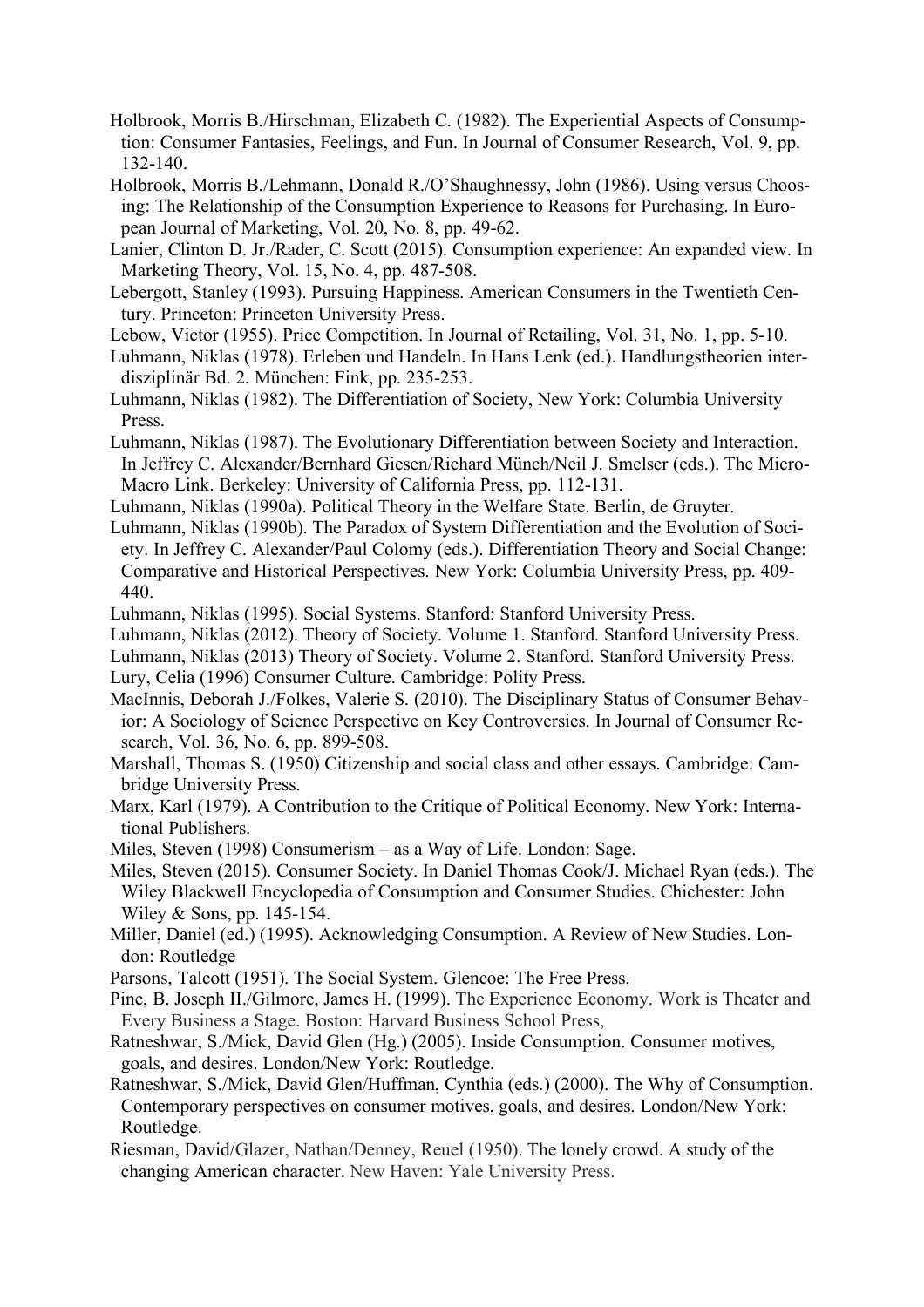Holbrook, Morris B./Hirschman, Elizabeth C. (1982). The Experiential Aspects of Consumption: Consumer Fantasies, Feelings, and Fun. In Journal of Consumer Research, Vol. 9, pp. 132-140.

Holbrook, Morris B./Lehmann, Donald R./O'Shaughnessy, John (1986). Using versus Choosing: The Relationship of the Consumption Experience to Reasons for Purchasing. In European Journal of Marketing, Vol. 20, No. 8, pp. 49-62.

Lanier, Clinton D. Jr./Rader, C. Scott (2015). Consumption experience: An expanded view. In Marketing Theory, Vol. 15, No. 4, pp. 487-508.

Lebergott, Stanley (1993). Pursuing Happiness. American Consumers in the Twentieth Century. Princeton: Princeton University Press.

Lebow, Victor (1955). Price Competition. In Journal of Retailing, Vol. 31, No. 1, pp. 5-10.

Luhmann, Niklas (1978). Erleben und Handeln. In Hans Lenk (ed.). Handlungstheorien interdisziplinär Bd. 2. München: Fink, pp. 235-253.

Luhmann, Niklas (1982). The Differentiation of Society, New York: Columbia University Press.

Luhmann, Niklas (1987). The Evolutionary Differentiation between Society and Interaction. In Jeffrey C. Alexander/Bernhard Giesen/Richard Münch/Neil J. Smelser (eds.). The Micro-Macro Link. Berkeley: University of California Press, pp. 112-131.

Luhmann, Niklas (1990a). Political Theory in the Welfare State. Berlin, de Gruyter.

Luhmann, Niklas (1990b). The Paradox of System Differentiation and the Evolution of Society. In Jeffrey C. Alexander/Paul Colomy (eds.). Differentiation Theory and Social Change: Comparative and Historical Perspectives. New York: Columbia University Press, pp. 409-440.

Luhmann, Niklas (1995). Social Systems. Stanford: Stanford University Press.

Luhmann, Niklas (2012). Theory of Society. Volume 1. Stanford. Stanford University Press.

Luhmann, Niklas (2013) Theory of Society. Volume 2. Stanford. Stanford University Press.

Lury, Celia (1996) Consumer Culture. Cambridge: Polity Press.

MacInnis, Deborah J./Folkes, Valerie S. (2010). The Disciplinary Status of Consumer Behavior: A Sociology of Science Perspective on Key Controversies. In Journal of Consumer Research, Vol. 36, No. 6, pp. 899-508.

Marshall, Thomas S. (1950) Citizenship and social class and other essays. Cambridge: Cambridge University Press.

Marx, Karl (1979). A Contribution to the Critique of Political Economy. New York: International Publishers.

Miles, Steven (1998) Consumerism – as a Way of Life. London: Sage.

Miles, Steven (2015). Consumer Society. In Daniel Thomas Cook/J. Michael Ryan (eds.). The Wiley Blackwell Encyclopedia of Consumption and Consumer Studies. Chichester: John Wiley & Sons, pp. 145-154.

Miller, Daniel (ed.) (1995). Acknowledging Consumption. A Review of New Studies. London: Routledge

Parsons, Talcott (1951). The Social System. Glencoe: The Free Press.

Pine, B. Joseph II./Gilmore, James H. (1999). The Experience Economy. Work is Theater and Every Business a Stage. Boston: Harvard Business School Press,

Ratneshwar, S./Mick, David Glen (Hg.) (2005). Inside Consumption. Consumer motives, goals, and desires. London/New York: Routledge.

Ratneshwar, S./Mick, David Glen/Huffman, Cynthia (eds.) (2000). The Why of Consumption. Contemporary perspectives on consumer motives, goals, and desires. London/New York: Routledge.

Riesman, David/Glazer, Nathan/Denney, Reuel (1950). The lonely crowd. A study of the changing American character. New Haven: Yale University Press.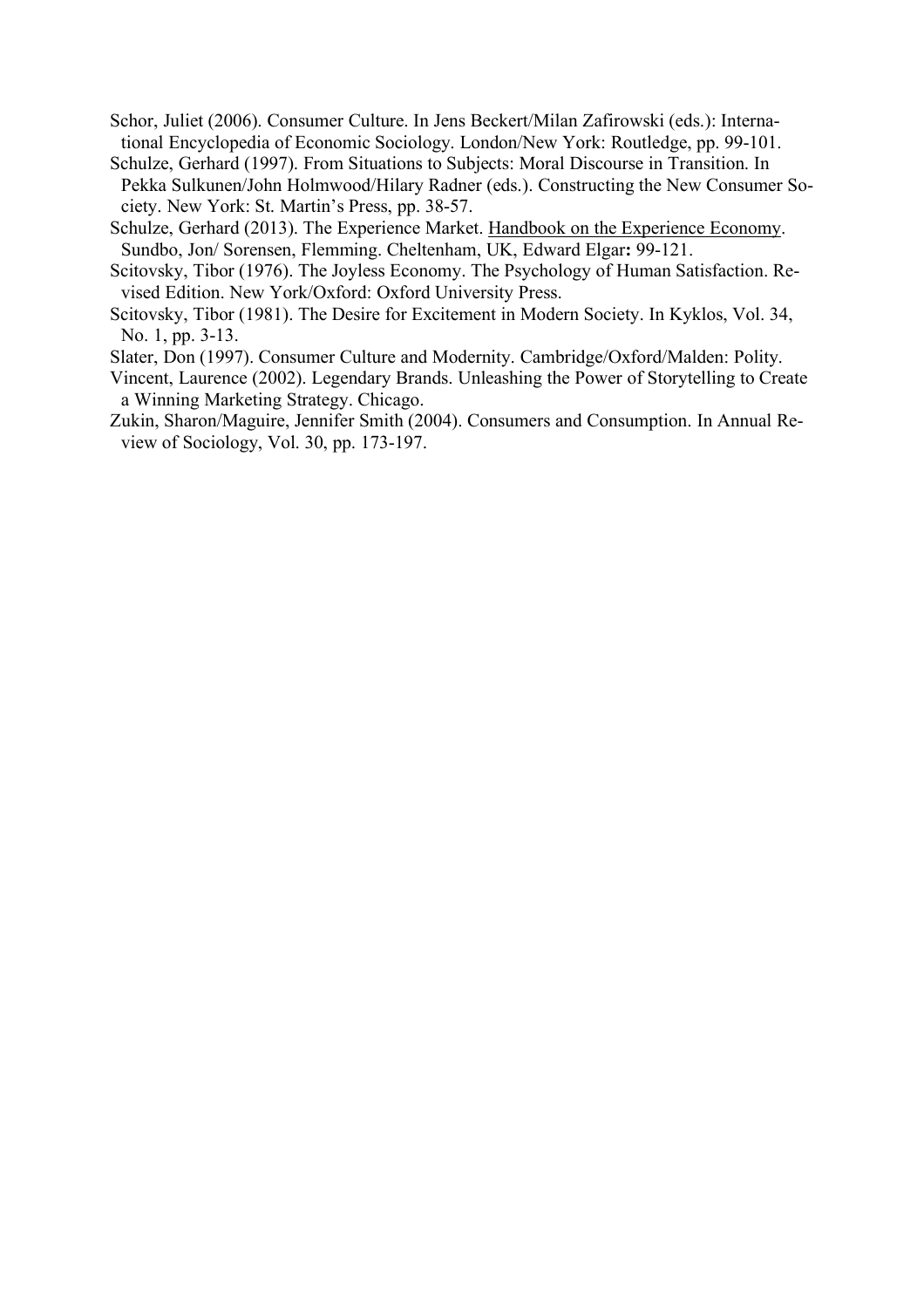Schor, Juliet (2006). Consumer Culture. In Jens Beckert/Milan Zafirowski (eds.): International Encyclopedia of Economic Sociology. London/New York: Routledge, pp. 99-101.

Schulze, Gerhard (1997). From Situations to Subjects: Moral Discourse in Transition. In Pekka Sulkunen/John Holmwood/Hilary Radner (eds.). Constructing the New Consumer Society. New York: St. Martin's Press, pp. 38-57.

Schulze, Gerhard (2013). The Experience Market. Handbook on the Experience Economy. Sundbo, Jon/ Sorensen, Flemming. Cheltenham, UK, Edward Elgar**:** 99-121.

Scitovsky, Tibor (1976). The Joyless Economy. The Psychology of Human Satisfaction. Revised Edition. New York/Oxford: Oxford University Press.

Scitovsky, Tibor (1981). The Desire for Excitement in Modern Society. In Kyklos, Vol. 34, No. 1, pp. 3-13.

Slater, Don (1997). Consumer Culture and Modernity. Cambridge/Oxford/Malden: Polity.

Vincent, Laurence (2002). Legendary Brands. Unleashing the Power of Storytelling to Create a Winning Marketing Strategy. Chicago.

Zukin, Sharon/Maguire, Jennifer Smith (2004). Consumers and Consumption. In Annual Review of Sociology, Vol. 30, pp. 173-197.